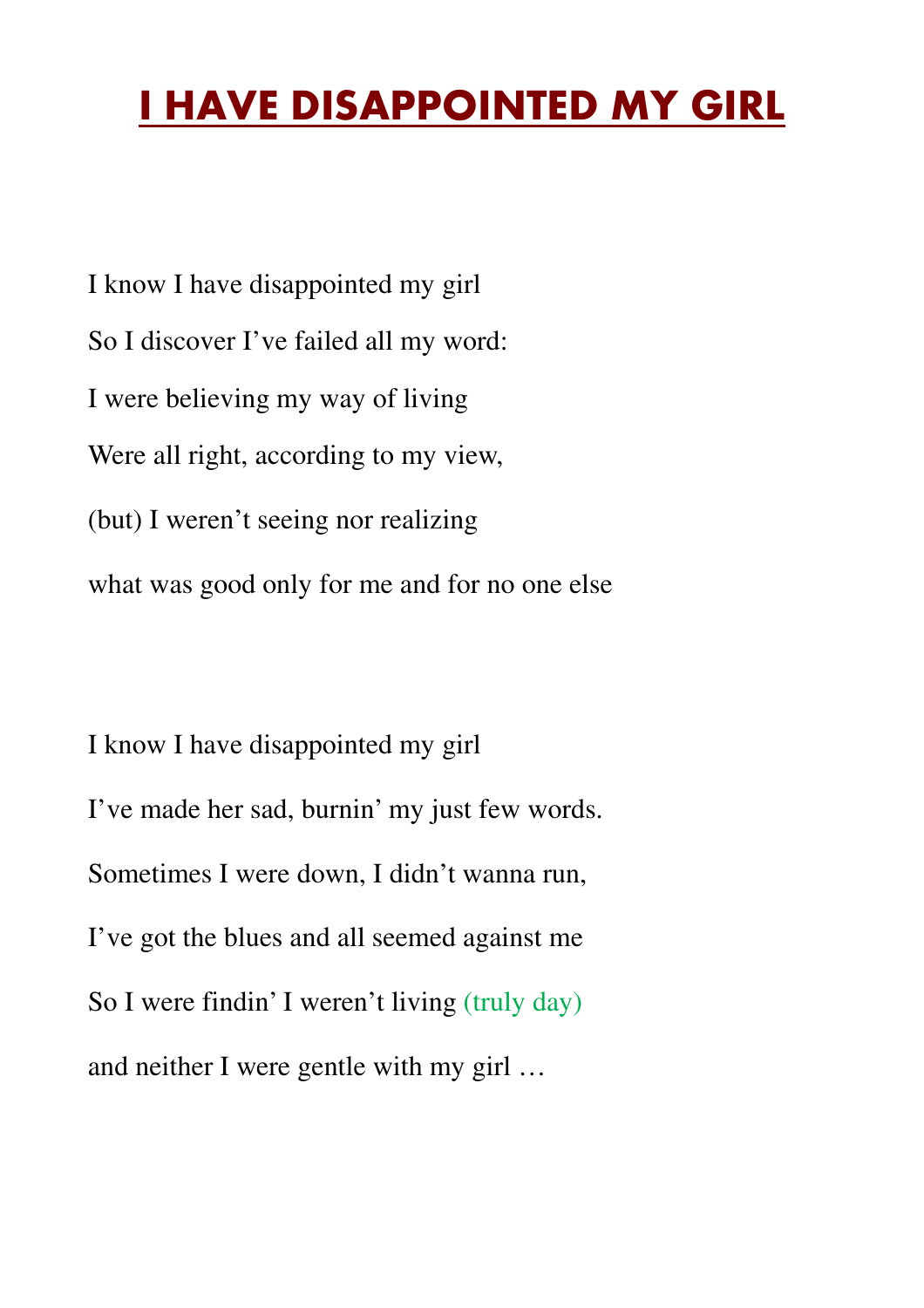# I HAVE DISAPPOINTED MY GIRL

I know I have disappointed my girl

So I discover I've failed all my word:

I were believing my way of living

Were all right, according to my view,

(but) I weren't seeing nor realizing

what was good only for me and for no one else

I know I have disappointed my girl

I've made her sad, burnin' my just few words.

Sometimes I were down, I didn't wanna run,

I've got the blues and all seemed against me

So I were findin' I weren't living (truly day)

and neither I were gentle with my girl …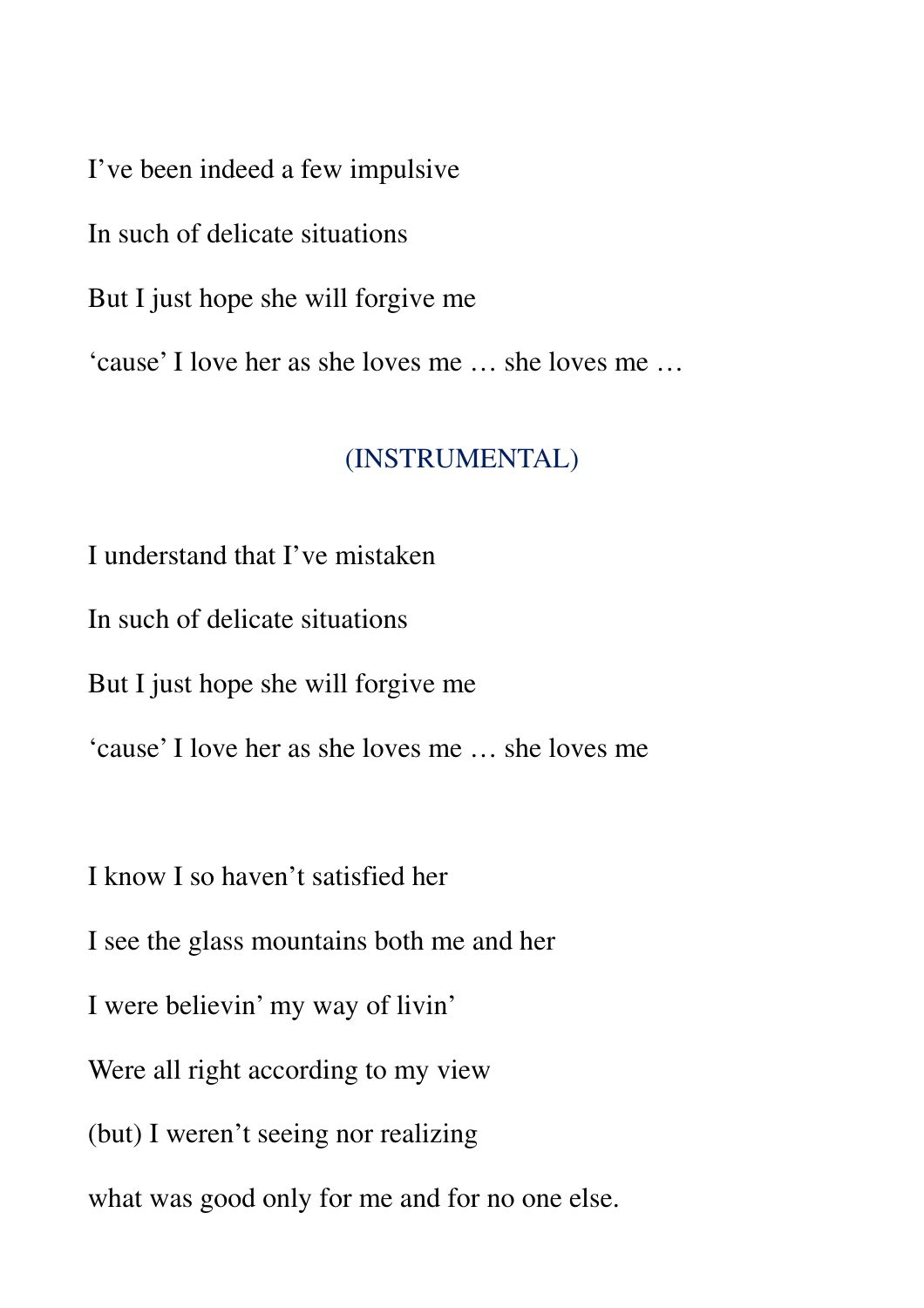I’ve been indeed a few impulsive

In such of delicate situations

But I just hope she will forgive me

‘cause’ I love her as she loves me … she loves me …

(INSTRUMENTAL)

I understand that I’ve mistaken

In such of delicate situations

But I just hope she will forgive me

‘cause’ I love her as she loves me … she loves me

I know I so haven’t satisfied her

I see the glass mountains both me and her

I were believin’ my way of livin’

Were all right according to my view

(but) I weren’t seeing nor realizing

what was good only for me and for no one else.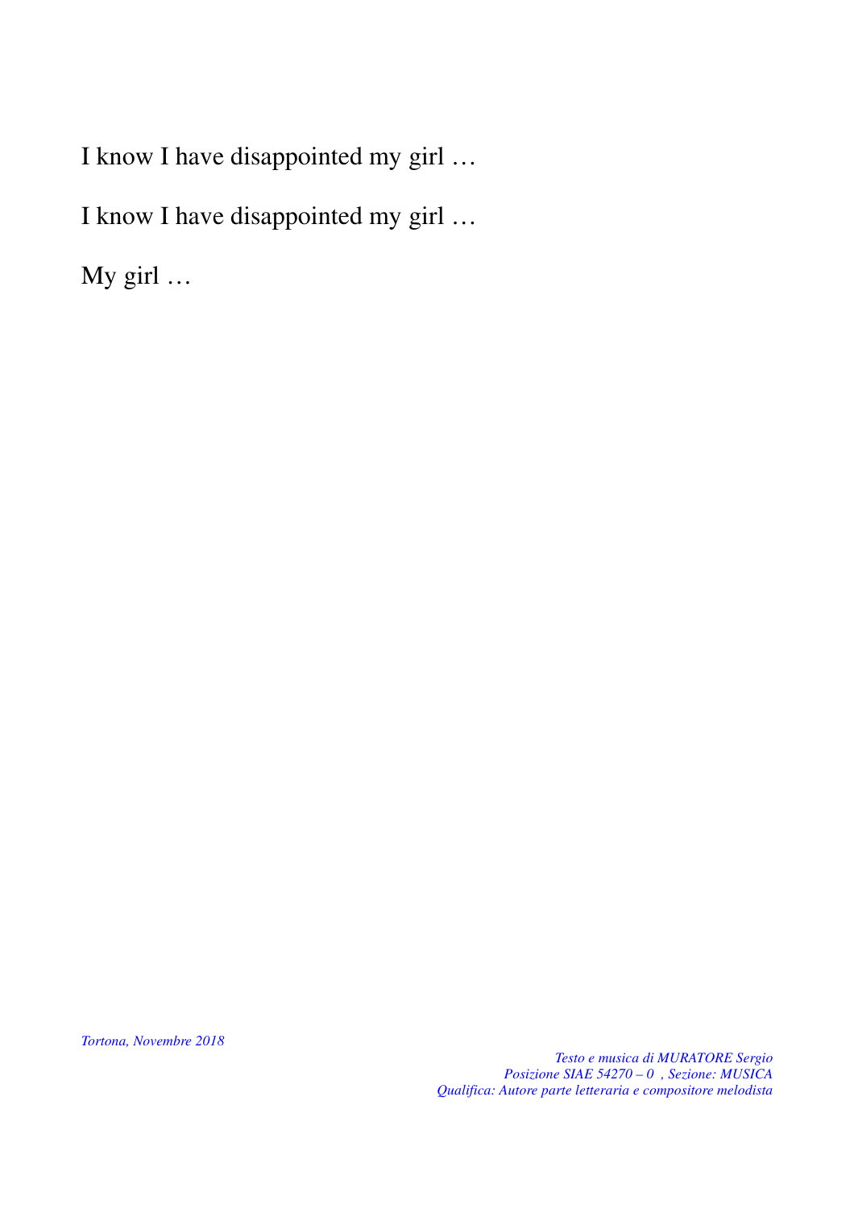I know I have disappointed my girl …

I know I have disappointed my girl …

My girl …

*Tortona, Novembre 2018*

*Testo e musica di MURATORE Sergio*
*Posizione SIAE 54270 – 0 , Sezione: MUSICA*
*Qualifica: Autore parte letteraria e compositore melodista*